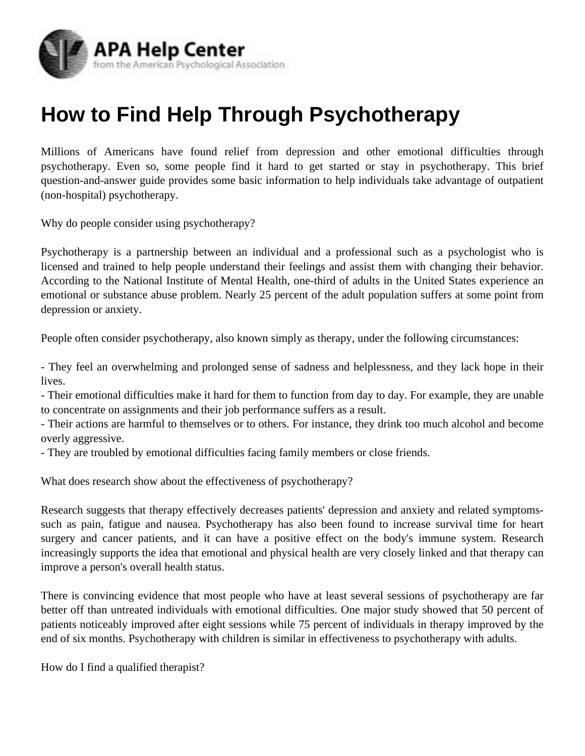APA Help Center
from the American Psychological Association

# How to Find Help Through Psychotherapy

Millions of Americans have found relief from depression and other emotional difficulties through psychotherapy. Even so, some people find it hard to get started or stay in psychotherapy. This brief question-and-answer guide provides some basic information to help individuals take advantage of outpatient (non-hospital) psychotherapy.

Why do people consider using psychotherapy?

Psychotherapy is a partnership between an individual and a professional such as a psychologist who is licensed and trained to help people understand their feelings and assist them with changing their behavior. According to the National Institute of Mental Health, one-third of adults in the United States experience an emotional or substance abuse problem. Nearly 25 percent of the adult population suffers at some point from depression or anxiety.

People often consider psychotherapy, also known simply as therapy, under the following circumstances:

- They feel an overwhelming and prolonged sense of sadness and helplessness, and they lack hope in their lives.
- Their emotional difficulties make it hard for them to function from day to day. For example, they are unable to concentrate on assignments and their job performance suffers as a result.
- Their actions are harmful to themselves or to others. For instance, they drink too much alcohol and become overly aggressive.
- They are troubled by emotional difficulties facing family members or close friends.

What does research show about the effectiveness of psychotherapy?

Research suggests that therapy effectively decreases patients' depression and anxiety and related symptoms-such as pain, fatigue and nausea. Psychotherapy has also been found to increase survival time for heart surgery and cancer patients, and it can have a positive effect on the body's immune system. Research increasingly supports the idea that emotional and physical health are very closely linked and that therapy can improve a person's overall health status.

There is convincing evidence that most people who have at least several sessions of psychotherapy are far better off than untreated individuals with emotional difficulties. One major study showed that 50 percent of patients noticeably improved after eight sessions while 75 percent of individuals in therapy improved by the end of six months. Psychotherapy with children is similar in effectiveness to psychotherapy with adults.

How do I find a qualified therapist?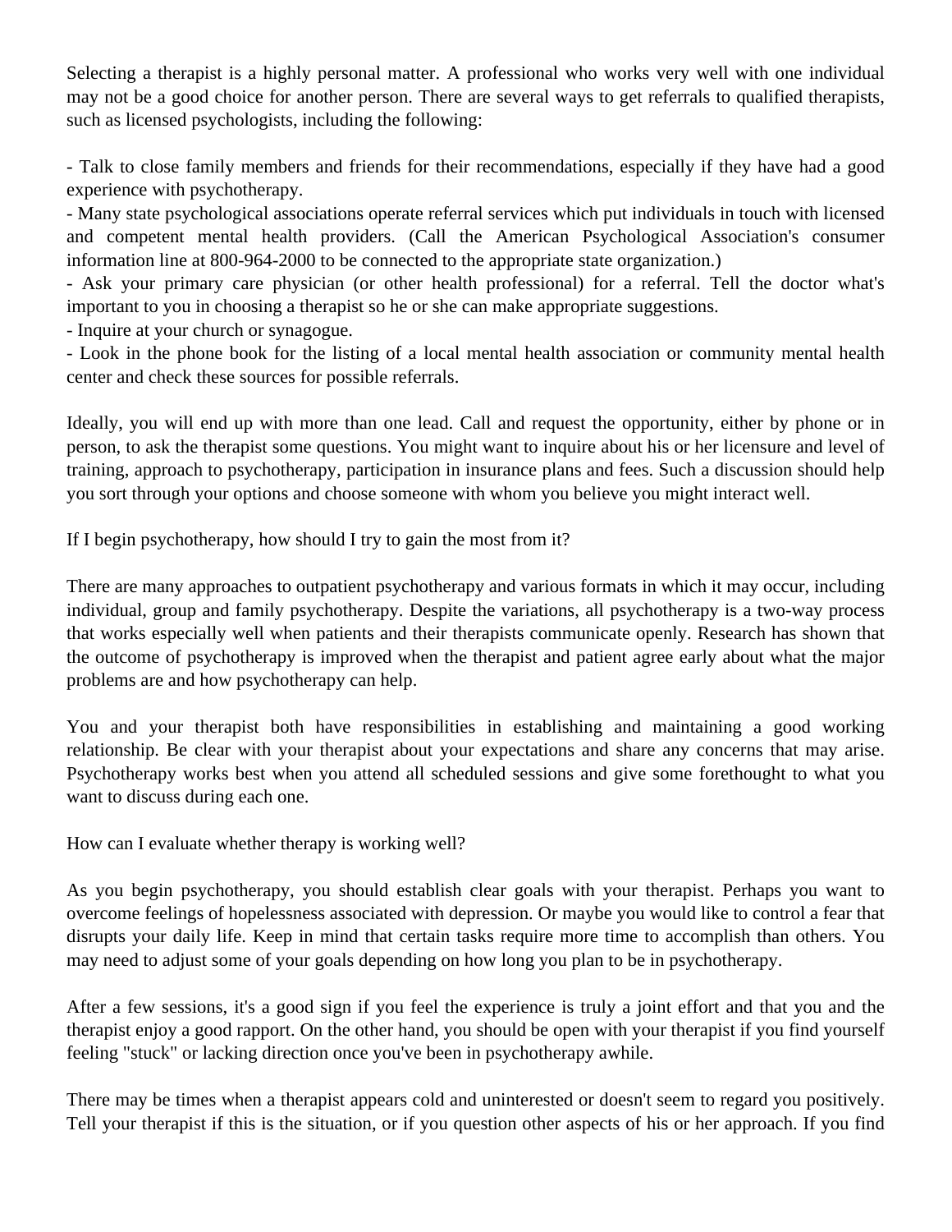Selecting a therapist is a highly personal matter. A professional who works very well with one individual may not be a good choice for another person. There are several ways to get referrals to qualified therapists, such as licensed psychologists, including the following:

- Talk to close family members and friends for their recommendations, especially if they have had a good experience with psychotherapy.
- Many state psychological associations operate referral services which put individuals in touch with licensed and competent mental health providers. (Call the American Psychological Association's consumer information line at 800-964-2000 to be connected to the appropriate state organization.)
- Ask your primary care physician (or other health professional) for a referral. Tell the doctor what's important to you in choosing a therapist so he or she can make appropriate suggestions.
- Inquire at your church or synagogue.
- Look in the phone book for the listing of a local mental health association or community mental health center and check these sources for possible referrals.

Ideally, you will end up with more than one lead. Call and request the opportunity, either by phone or in person, to ask the therapist some questions. You might want to inquire about his or her licensure and level of training, approach to psychotherapy, participation in insurance plans and fees. Such a discussion should help you sort through your options and choose someone with whom you believe you might interact well.

If I begin psychotherapy, how should I try to gain the most from it?

There are many approaches to outpatient psychotherapy and various formats in which it may occur, including individual, group and family psychotherapy. Despite the variations, all psychotherapy is a two-way process that works especially well when patients and their therapists communicate openly. Research has shown that the outcome of psychotherapy is improved when the therapist and patient agree early about what the major problems are and how psychotherapy can help.

You and your therapist both have responsibilities in establishing and maintaining a good working relationship. Be clear with your therapist about your expectations and share any concerns that may arise. Psychotherapy works best when you attend all scheduled sessions and give some forethought to what you want to discuss during each one.

How can I evaluate whether therapy is working well?

As you begin psychotherapy, you should establish clear goals with your therapist. Perhaps you want to overcome feelings of hopelessness associated with depression. Or maybe you would like to control a fear that disrupts your daily life. Keep in mind that certain tasks require more time to accomplish than others. You may need to adjust some of your goals depending on how long you plan to be in psychotherapy.

After a few sessions, it's a good sign if you feel the experience is truly a joint effort and that you and the therapist enjoy a good rapport. On the other hand, you should be open with your therapist if you find yourself feeling "stuck" or lacking direction once you've been in psychotherapy awhile.

There may be times when a therapist appears cold and uninterested or doesn't seem to regard you positively. Tell your therapist if this is the situation, or if you question other aspects of his or her approach. If you find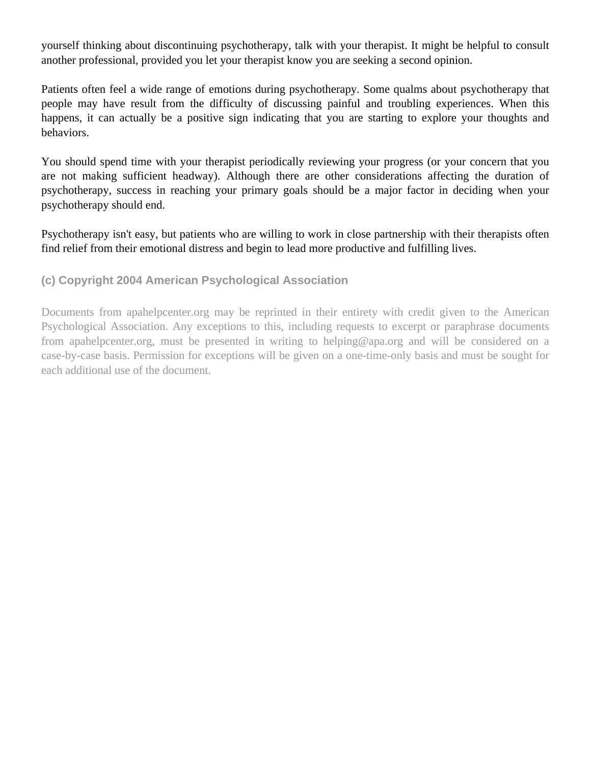yourself thinking about discontinuing psychotherapy, talk with your therapist. It might be helpful to consult another professional, provided you let your therapist know you are seeking a second opinion.

Patients often feel a wide range of emotions during psychotherapy. Some qualms about psychotherapy that people may have result from the difficulty of discussing painful and troubling experiences. When this happens, it can actually be a positive sign indicating that you are starting to explore your thoughts and behaviors.

You should spend time with your therapist periodically reviewing your progress (or your concern that you are not making sufficient headway). Although there are other considerations affecting the duration of psychotherapy, success in reaching your primary goals should be a major factor in deciding when your psychotherapy should end.

Psychotherapy isn't easy, but patients who are willing to work in close partnership with their therapists often find relief from their emotional distress and begin to lead more productive and fulfilling lives.

**(c) Copyright 2004 American Psychological Association**

Documents from apahelpcenter.org may be reprinted in their entirety with credit given to the American Psychological Association. Any exceptions to this, including requests to excerpt or paraphrase documents from apahelpcenter.org, must be presented in writing to helping@apa.org and will be considered on a case-by-case basis. Permission for exceptions will be given on a one-time-only basis and must be sought for each additional use of the document.